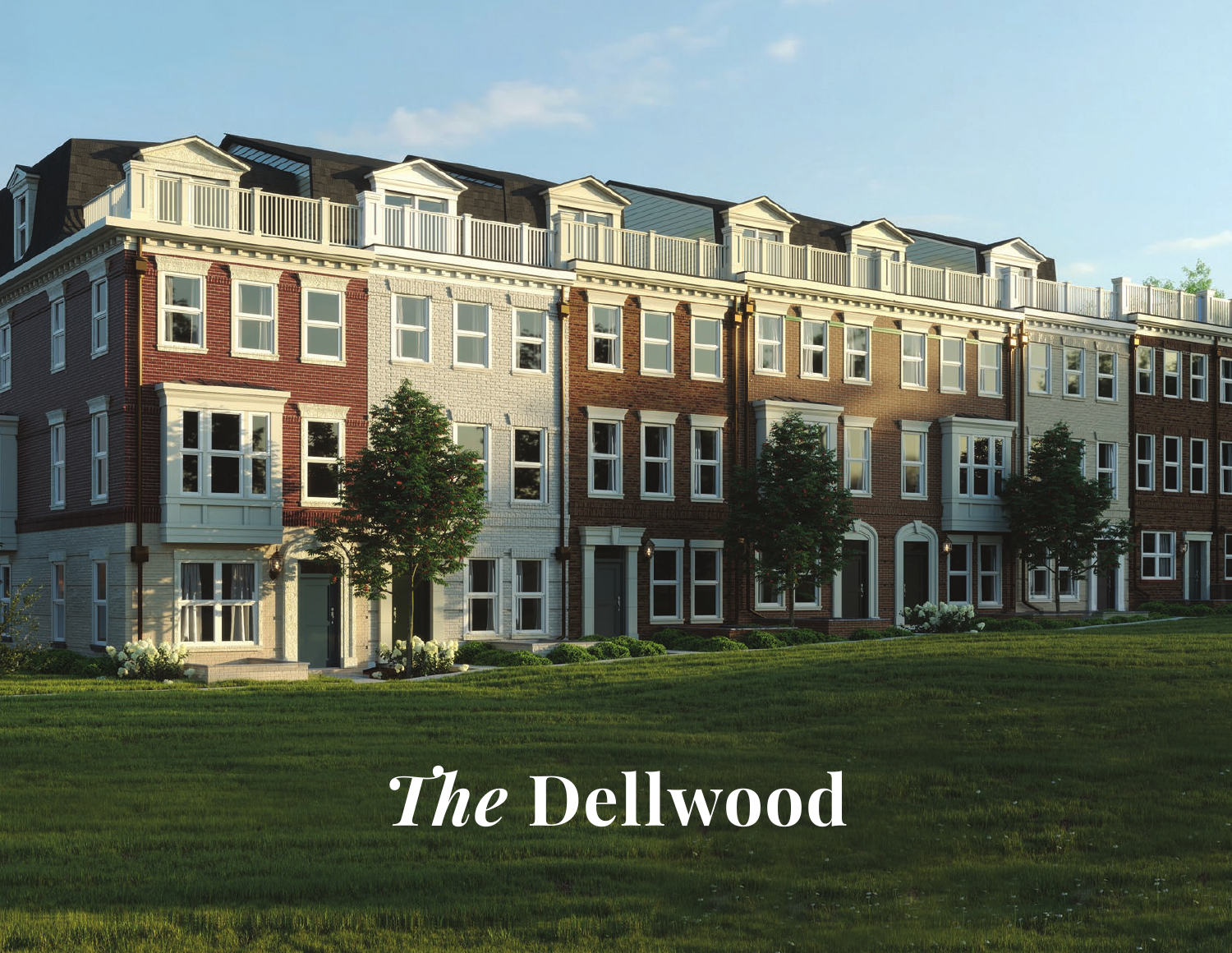# *The* Dellwood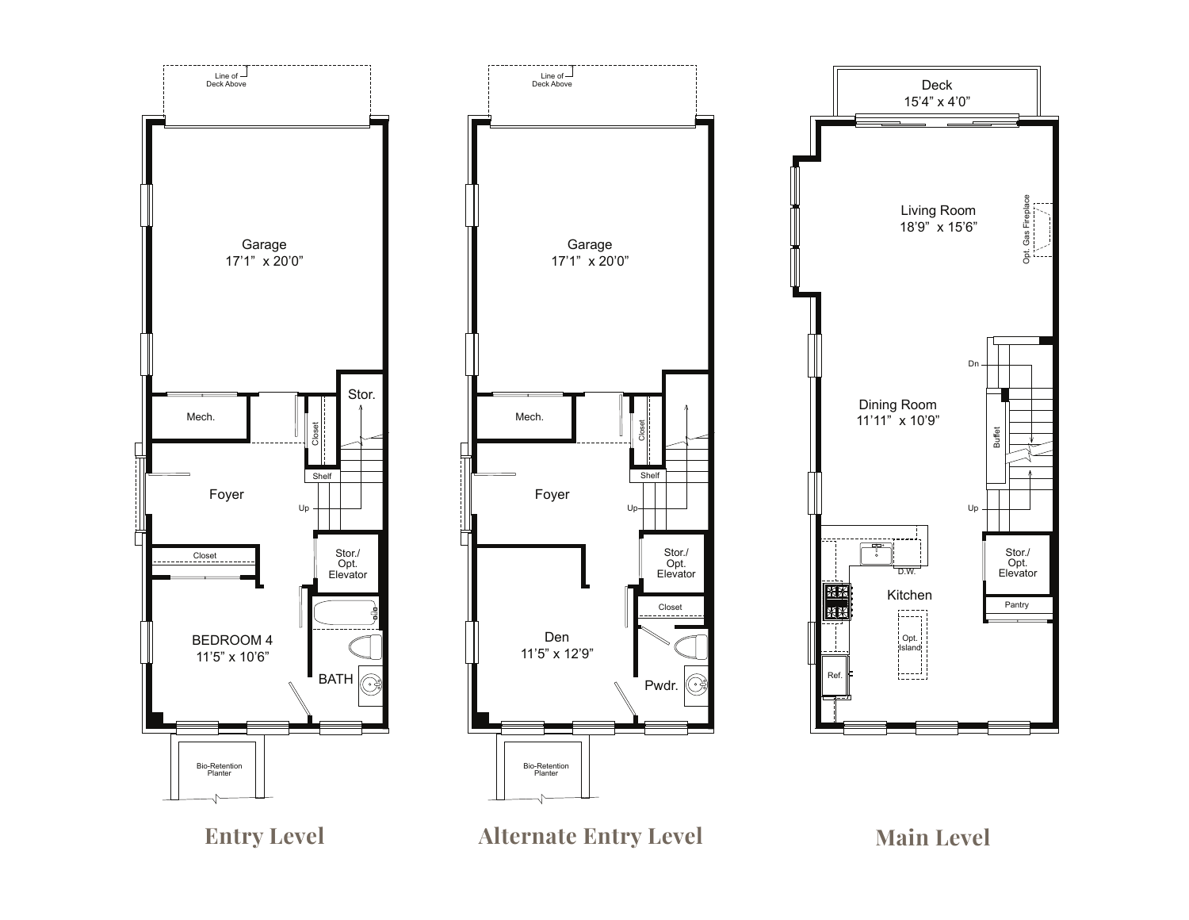## Entry Level

Line of Deck Above

Garage
17'1" x 20'0"

Mech.

Closet

Stor.

Shelf

Up

Foyer

Closet

Stor./
Opt.
Elevator

BEDROOM 4
11'5" x 10'6"

BATH

Bio-Retention Planter

## Alternate Entry Level

Line of Deck Above

Garage
17'1" x 20'0"

Mech.

Closet

Shelf

Up

Foyer

Stor./
Opt.
Elevator

Closet

Den
11'5" x 12'9"

Pwdr.

Bio-Retention Planter

## Main Level

Deck
15'4" x 4'0"

Living Room
18'9" x 15'6"

Opt. Gas Fireplace

Dn

Dining Room
11'11" x 10'9"

Buffet

Up

D.W.

Kitchen

Stor./
Opt.
Elevator

Pantry

Opt.
Island

Ref.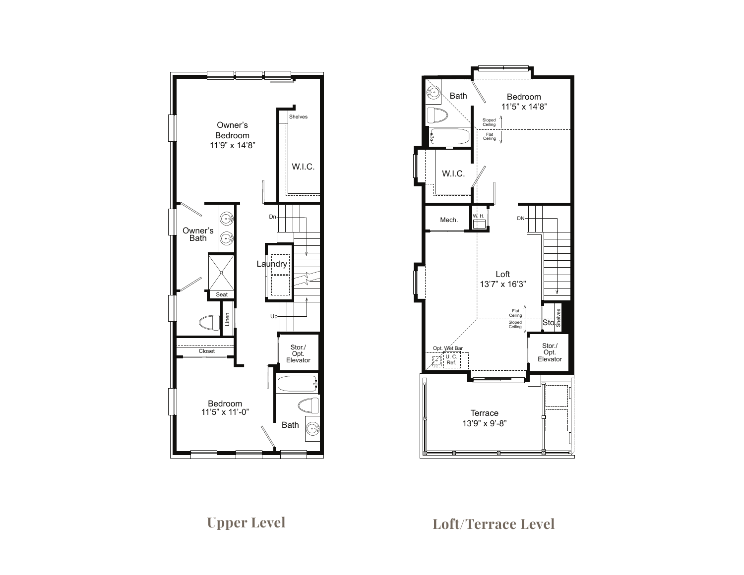Owner's Bedroom
11'9" x 14'8"

Shelves

W.I.C.

Dn

Owner's Bath

Laundry

Seat

Up

Linen

Closet

Stor./
Opt.
Elevator

Bedroom
11'5" x 11'-0"

Bath

## Upper Level

Bath

Bedroom
11'5" x 14'8"

Sloped Ceiling

Flat Ceiling

W.I.C.

Mech.

W. H.

DN

Loft
13'7" x 16'3"

Flat Ceiling

Sloped Ceiling

Sto.

Shelves

Opt. Wet Bar

U. C. Ref.

Stor./
Opt.
Elevator

Terrace
13'9" x 9'-8"

## Loft/Terrace Level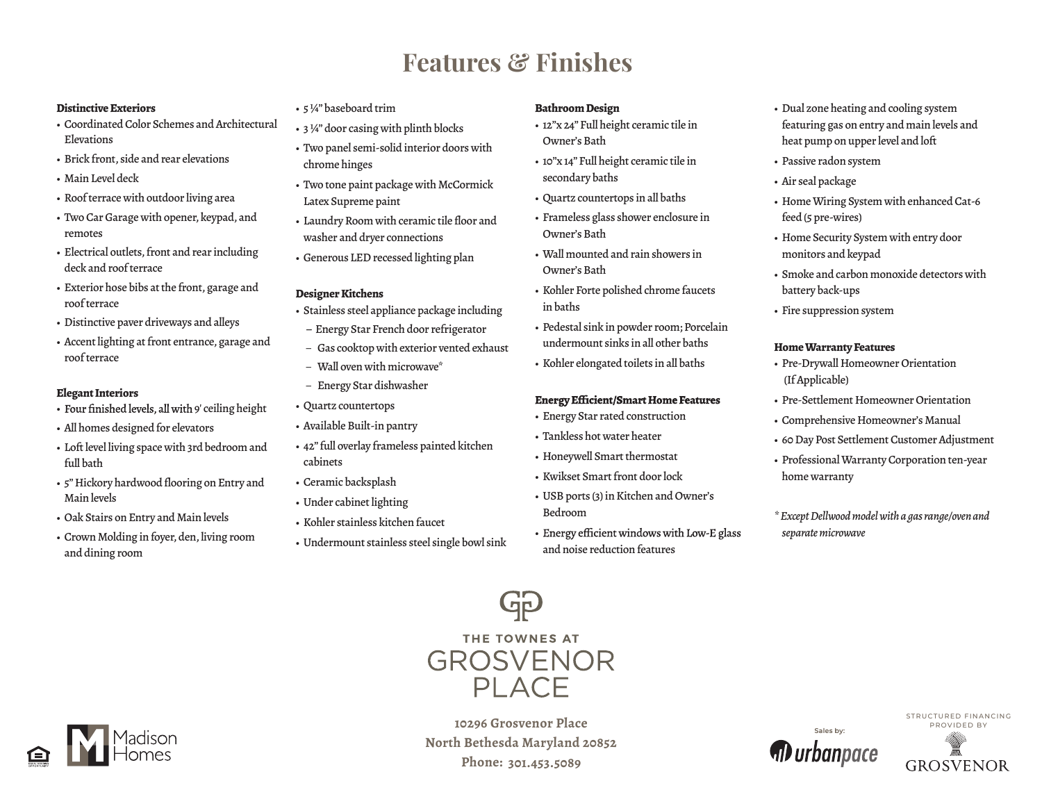# Features & Finishes

**Distinctive Exteriors**

- Coordinated Color Schemes and Architectural Elevations
- Brick front, side and rear elevations
- Main Level deck
- Roof terrace with outdoor living area
- Two Car Garage with opener, keypad, and remotes
- Electrical outlets, front and rear including deck and roof terrace
- Exterior hose bibs at the front, garage and roof terrace
- Distinctive paver driveways and alleys
- Accent lighting at front entrance, garage and roof terrace

**Elegant Interiors**

- Four finished levels, all with 9' ceiling height
- All homes designed for elevators
- Loft level living space with 3rd bedroom and full bath
- 5" Hickory hardwood flooring on Entry and Main levels
- Oak Stairs on Entry and Main levels
- Crown Molding in foyer, den, living room and dining room
- 5 ¼" baseboard trim
- 3 ¼" door casing with plinth blocks
- Two panel semi-solid interior doors with chrome hinges
- Two tone paint package with McCormick Latex Supreme paint
- Laundry Room with ceramic tile floor and washer and dryer connections
- Generous LED recessed lighting plan

**Designer Kitchens**

- Stainless steel appliance package including
  - Energy Star French door refrigerator
  - Gas cooktop with exterior vented exhaust
  - Wall oven with microwave*
  - Energy Star dishwasher
- Quartz countertops
- Available Built-in pantry
- 42" full overlay frameless painted kitchen cabinets
- Ceramic backsplash
- Under cabinet lighting
- Kohler stainless kitchen faucet
- Undermount stainless steel single bowl sink

**Bathroom Design**

- 12"x 24" Full height ceramic tile in Owner's Bath
- 10"x 14" Full height ceramic tile in secondary baths
- Quartz countertops in all baths
- Frameless glass shower enclosure in Owner's Bath
- Wall mounted and rain showers in Owner's Bath
- Kohler Forte polished chrome faucets in baths
- Pedestal sink in powder room; Porcelain undermount sinks in all other baths
- Kohler elongated toilets in all baths

**Energy Efficient/Smart Home Features**

- Energy Star rated construction
- Tankless hot water heater
- Honeywell Smart thermostat
- Kwikset Smart front door lock
- USB ports (3) in Kitchen and Owner's Bedroom
- Energy efficient windows with Low-E glass and noise reduction features
- Dual zone heating and cooling system featuring gas on entry and main levels and heat pump on upper level and loft
- Passive radon system
- Air seal package
- Home Wiring System with enhanced Cat-6 feed (5 pre-wires)
- Home Security System with entry door monitors and keypad
- Smoke and carbon monoxide detectors with battery back-ups
- Fire suppression system

**Home Warranty Features**

- Pre-Drywall Homeowner Orientation (If Applicable)
- Pre-Settlement Homeowner Orientation
- Comprehensive Homeowner's Manual
- 60 Day Post Settlement Customer Adjustment
- Professional Warranty Corporation ten-year home warranty

*\* Except Dellwood model with a gas range/oven and separate microwave*

THE TOWNES AT GROSVENOR PLACE

10296 Grosvenor Place
North Bethesda Maryland 20852
Phone: 301.453.5089

Madison Homes

Sales by: urbanpace

STRUCTURED FINANCING PROVIDED BY GROSVENOR